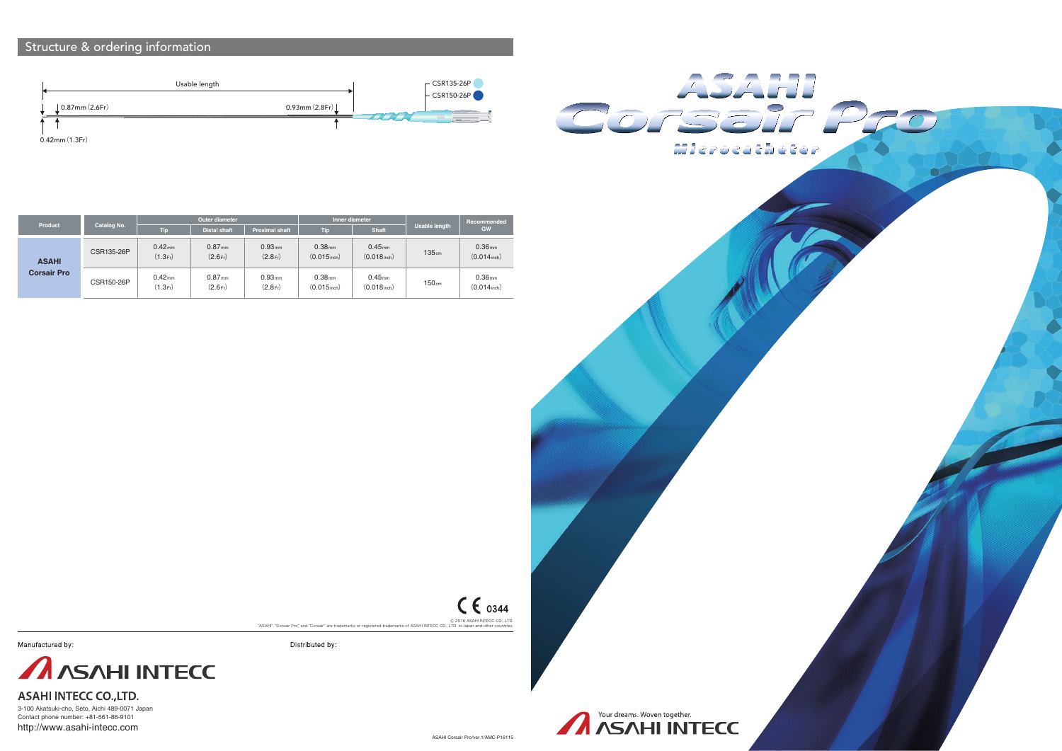## Structure & ordering information

Usable length

0.87mm (2.6Fr)

0.93mm (2.8Fr)

0.42mm (1.3Fr)

CSR135-26P

CSR150-26P

| Product | Catalog No. | Outer diameter | | | Inner diameter | | Usable length | Recommended GW |
|---|---|---|---|---|---|---|---|---|
| | | Tip | Distal shaft | Proximal shaft | Tip | Shaft | | |
| **ASAHI Corsair Pro** | CSR135-26P | 0.42mm (1.3Fr) | 0.87mm (2.6Fr) | 0.93mm (2.8Fr) | 0.38mm (0.015inch) | 0.45mm (0.018inch) | 135cm | 0.36mm (0.014inch) |
| | CSR150-26P | 0.42mm (1.3Fr) | 0.87mm (2.6Fr) | 0.93mm (2.8Fr) | 0.38mm (0.015inch) | 0.45mm (0.018inch) | 150cm | 0.36mm (0.014inch) |

CE 0344

© 2016 ASAHI INTECC CO., LTD.

"ASAHI", "Corsair Pro" and "Corsair" are trademarks or registered trademarks of ASAHI INTECC CO., LTD. in Japan and other countries.

Manufactured by:

ASAHI INTECC

**ASAHI INTECC CO.,LTD.**

3-100 Akatsuki-cho, Seto, Aichi 489-0071 Japan

Contact phone number: +81-561-86-9101

http://www.asahi-intecc.com

Distributed by:

ASAHI Corsair Pro/ver.1/AMC-P16115

# ASAHI Corsair Pro

## Microcatheter

Your dreams. Woven together.

ASAHI INTECC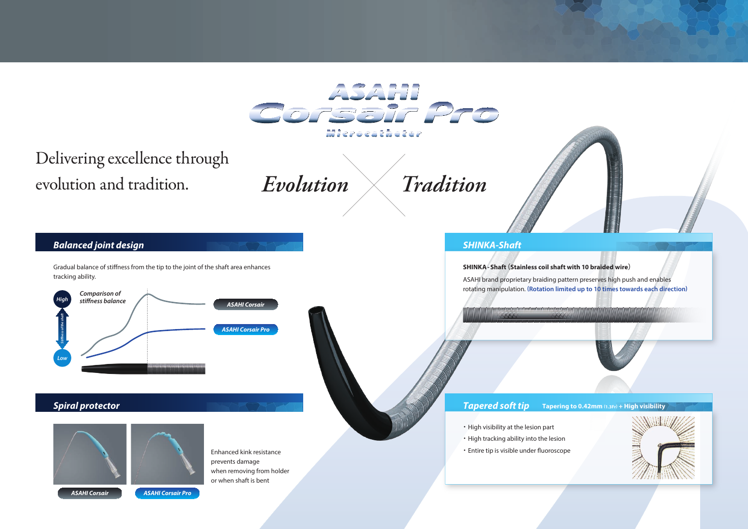# ASAHI Corsair Pro

Microcatheter

Delivering excellence through evolution and tradition.

*Evolution* × *Tradition*

## *Balanced joint design*

Gradual balance of stiffness from the tip to the joint of the shaft area enhances tracking ability.

*Comparison of stiffness balance*

High

Stiffness of the shaft

Low

*ASAHI Corsair*

*ASAHI Corsair Pro*

## *Spiral protector*

*ASAHI Corsair*

*ASAHI Corsair Pro*

Enhanced kink resistance prevents damage when removing from holder or when shaft is bent

## *SHINKA-Shaft*

**SHINKA-Shaft (Stainless coil shaft with 10 braided wire)**

ASAHI brand proprietary braiding pattern preserves high push and enables rotating manipulation. **(Rotation limited up to 10 times towards each direction)**

## *Tapered soft tip*

**Tapering to 0.42mm (1.3Fr) + High visibility**

- High visibility at the lesion part
- High tracking ability into the lesion
- Entire tip is visible under fluoroscope